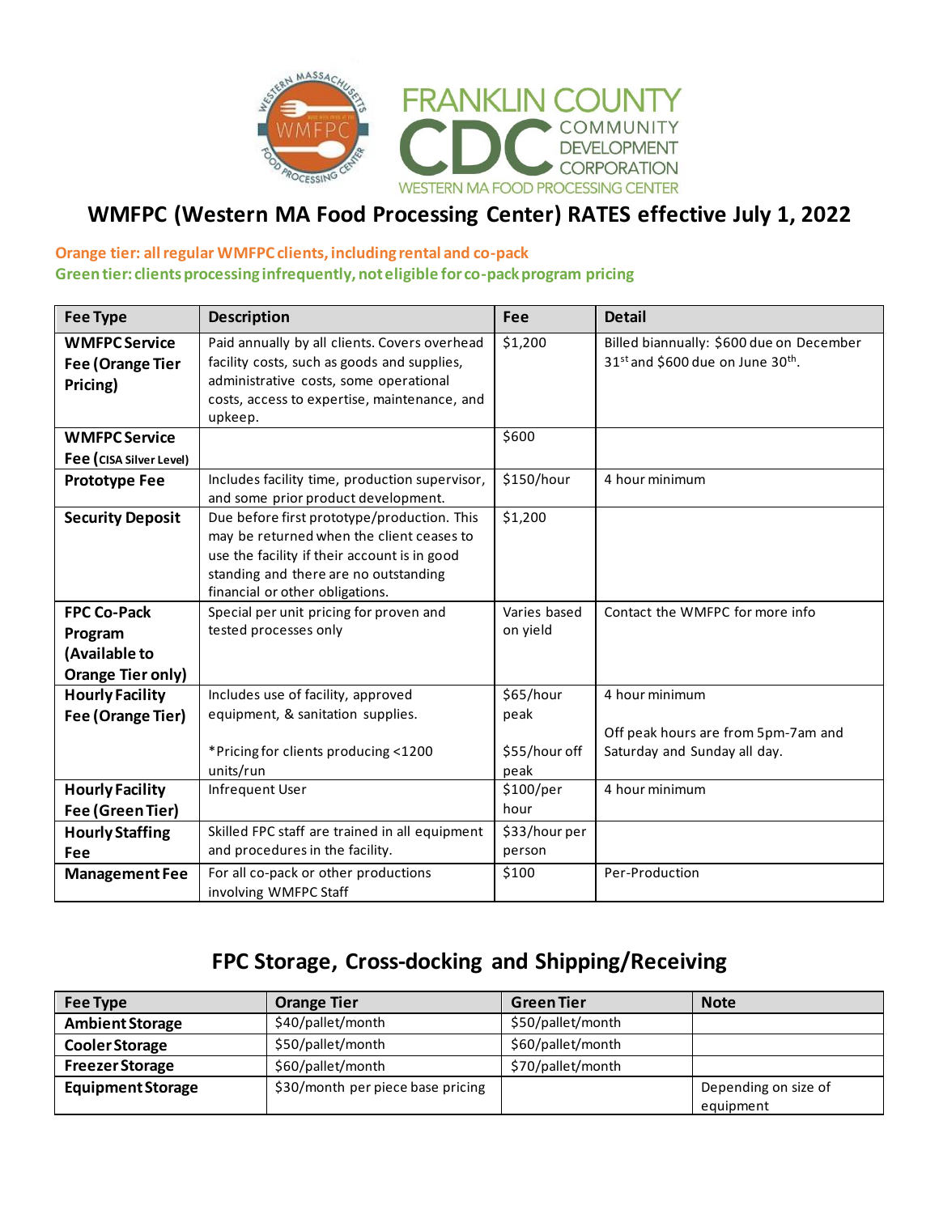# WMFPC (Western MA Food Processing Center) RATES effective July 1, 2022

**Orange tier: all regular WMFPC clients, including rental and co-pack**
**Green tier: clients processing infrequently, not eligible for co-pack program pricing**

| Fee Type | Description | Fee | Detail |
|---|---|---|---|
| **WMFPC Service Fee (Orange Tier Pricing)** | Paid annually by all clients. Covers overhead facility costs, such as goods and supplies, administrative costs, some operational costs, access to expertise, maintenance, and upkeep. | $1,200 | Billed biannually: $600 due on December 31st and $600 due on June 30th. |
| **WMFPC Service Fee (CISA Silver Level)** | | $600 | |
| **Prototype Fee** | Includes facility time, production supervisor, and some prior product development. | $150/hour | 4 hour minimum |
| **Security Deposit** | Due before first prototype/production. This may be returned when the client ceases to use the facility if their account is in good standing and there are no outstanding financial or other obligations. | $1,200 | |
| **FPC Co-Pack Program (Available to Orange Tier only)** | Special per unit pricing for proven and tested processes only | Varies based on yield | Contact the WMFPC for more info |
| **Hourly Facility Fee (Orange Tier)** | Includes use of facility, approved equipment, & sanitation supplies.<br><br>*Pricing for clients producing <1200 units/run | $65/hour peak<br><br>$55/hour off peak | 4 hour minimum<br><br>Off peak hours are from 5pm-7am and Saturday and Sunday all day. |
| **Hourly Facility Fee (Green Tier)** | Infrequent User | $100/per hour | 4 hour minimum |
| **Hourly Staffing Fee** | Skilled FPC staff are trained in all equipment and procedures in the facility. | $33/hour per person | |
| **Management Fee** | For all co-pack or other productions involving WMFPC Staff | $100 | Per-Production |

## FPC Storage, Cross-docking and Shipping/Receiving

| Fee Type | Orange Tier | Green Tier | Note |
|---|---|---|---|
| **Ambient Storage** | $40/pallet/month | $50/pallet/month | |
| **Cooler Storage** | $50/pallet/month | $60/pallet/month | |
| **Freezer Storage** | $60/pallet/month | $70/pallet/month | |
| **Equipment Storage** | $30/month per piece base pricing | | Depending on size of equipment |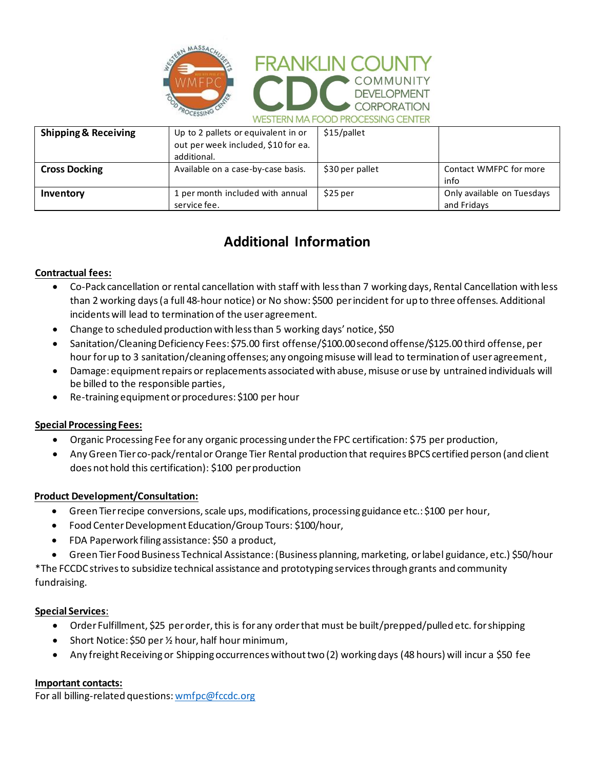| **Shipping & Receiving** | Up to 2 pallets or equivalent in or out per week included, $10 for ea. additional. | $15/pallet | |
|---|---|---|---|
| **Cross Docking** | Available on a case-by-case basis. | $30 per pallet | Contact WMFPC for more info |
| **Inventory** | 1 per month included with annual service fee. | $25 per | Only available on Tuesdays and Fridays |

## Additional Information

**Contractual fees:**

- Co-Pack cancellation or rental cancellation with staff with less than 7 working days, Rental Cancellation with less than 2 working days (a full 48-hour notice) or No show: $500 per incident for up to three offenses. Additional incidents will lead to termination of the user agreement.
- Change to scheduled production with less than 5 working days' notice, $50
- Sanitation/Cleaning Deficiency Fees: $75.00 first offense/$100.00 second offense/$125.00 third offense, per hour for up to 3 sanitation/cleaning offenses; any ongoing misuse will lead to termination of user agreement,
- Damage: equipment repairs or replacements associated with abuse, misuse or use by untrained individuals will be billed to the responsible parties,
- Re-training equipment or procedures: $100 per hour

**Special Processing Fees:**

- Organic Processing Fee for any organic processing under the FPC certification: $75 per production,
- Any Green Tier co-pack/rental or Orange Tier Rental production that requires BPCS certified person (and client does not hold this certification): $100 per production

**Product Development/Consultation:**

- Green Tier recipe conversions, scale ups, modifications, processing guidance etc.: $100 per hour,
- Food Center Development Education/Group Tours: $100/hour,
- FDA Paperwork filing assistance: $50 a product,
- Green Tier Food Business Technical Assistance: (Business planning, marketing, or label guidance, etc.) $50/hour

*The FCCDC strives to subsidize technical assistance and prototyping services through grants and community fundraising.

**Special Services**:

- Order Fulfillment, $25 per order, this is for any order that must be built/prepped/pulled etc. for shipping
- Short Notice: $50 per ½ hour, half hour minimum,
- Any freight Receiving or Shipping occurrences without two (2) working days (48 hours) will incur a $50 fee

**Important contacts:**

For all billing-related questions: wmfpc@fccdc.org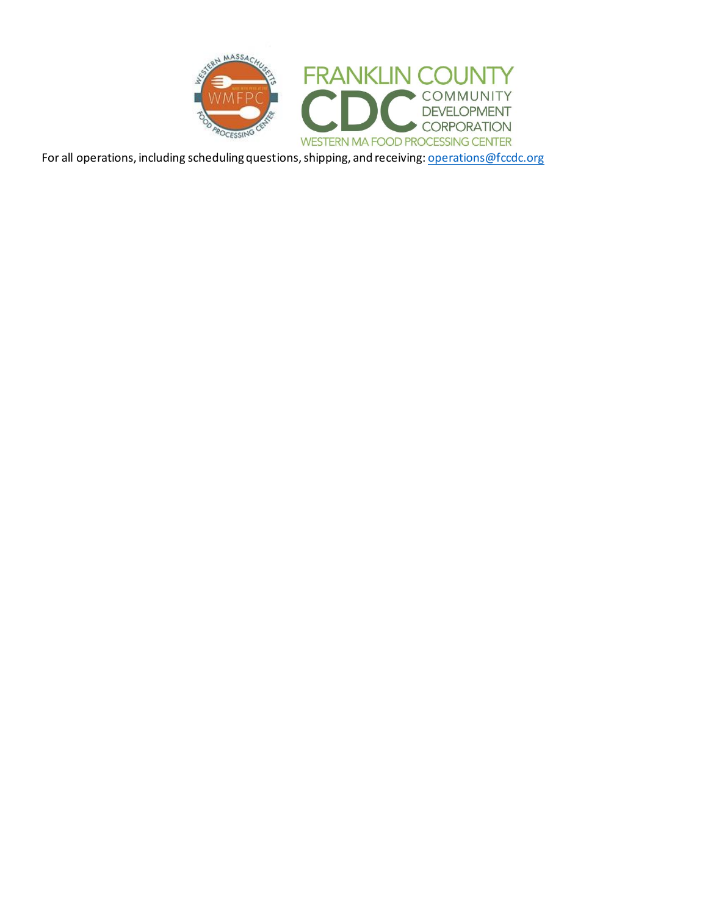For all operations, including scheduling questions, shipping, and receiving: operations@fccdc.org